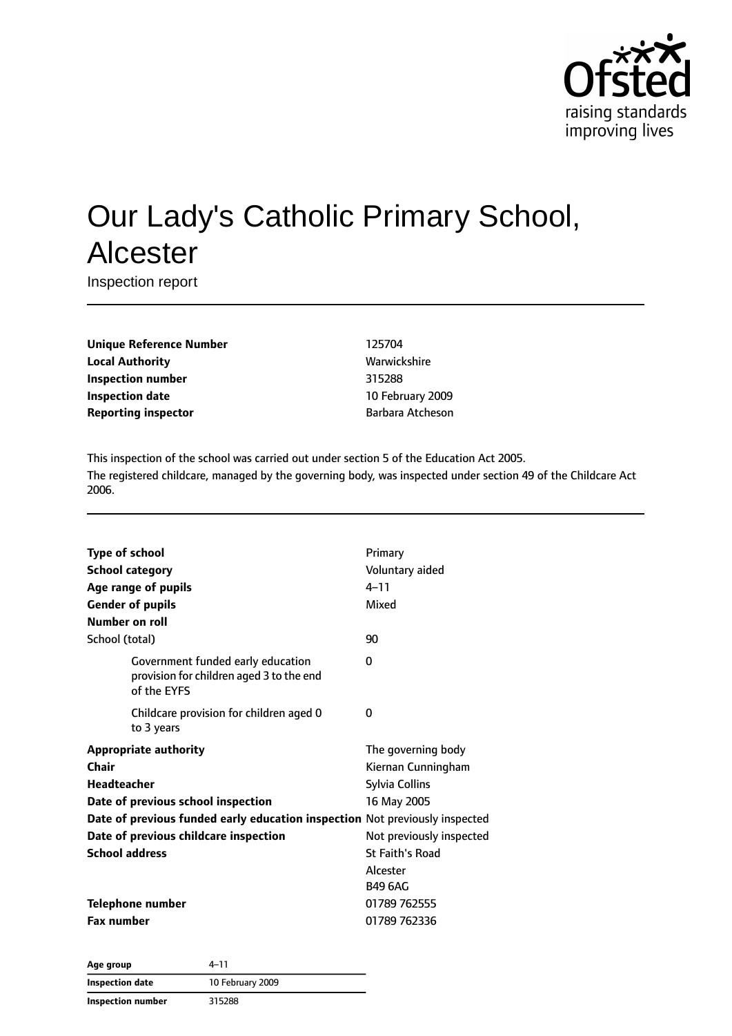# Our Lady's Catholic Primary School, Alcester

Inspection report

| | |
|---|---|
| **Unique Reference Number** | 125704 |
| **Local Authority** | Warwickshire |
| **Inspection number** | 315288 |
| **Inspection date** | 10 February 2009 |
| **Reporting inspector** | Barbara Atcheson |

This inspection of the school was carried out under section 5 of the Education Act 2005.

The registered childcare, managed by the governing body, was inspected under section 49 of the Childcare Act 2006.

| | |
|---|---|
| **Type of school** | Primary |
| **School category** | Voluntary aided |
| **Age range of pupils** | 4–11 |
| **Gender of pupils** | Mixed |
| **Number on roll** | |
| School (total) | 90 |
| Government funded early education provision for children aged 3 to the end of the EYFS | 0 |
| Childcare provision for children aged 0 to 3 years | 0 |
| **Appropriate authority** | The governing body |
| **Chair** | Kiernan Cunningham |
| **Headteacher** | Sylvia Collins |
| **Date of previous school inspection** | 16 May 2005 |
| **Date of previous funded early education inspection** | Not previously inspected |
| **Date of previous childcare inspection** | Not previously inspected |
| **School address** | St Faith's Road<br>Alcester<br>B49 6AG |
| **Telephone number** | 01789 762555 |
| **Fax number** | 01789 762336 |

| | |
|---|---|
| **Age group** | 4–11 |
| **Inspection date** | 10 February 2009 |
| **Inspection number** | 315288 |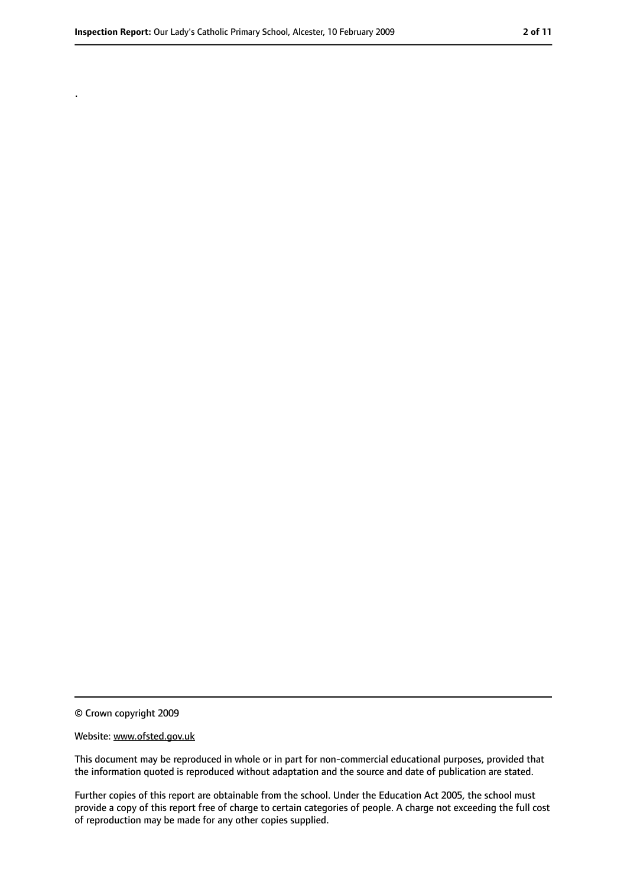.

© Crown copyright 2009

Website: www.ofsted.gov.uk

This document may be reproduced in whole or in part for non-commercial educational purposes, provided that the information quoted is reproduced without adaptation and the source and date of publication are stated.

Further copies of this report are obtainable from the school. Under the Education Act 2005, the school must provide a copy of this report free of charge to certain categories of people. A charge not exceeding the full cost of reproduction may be made for any other copies supplied.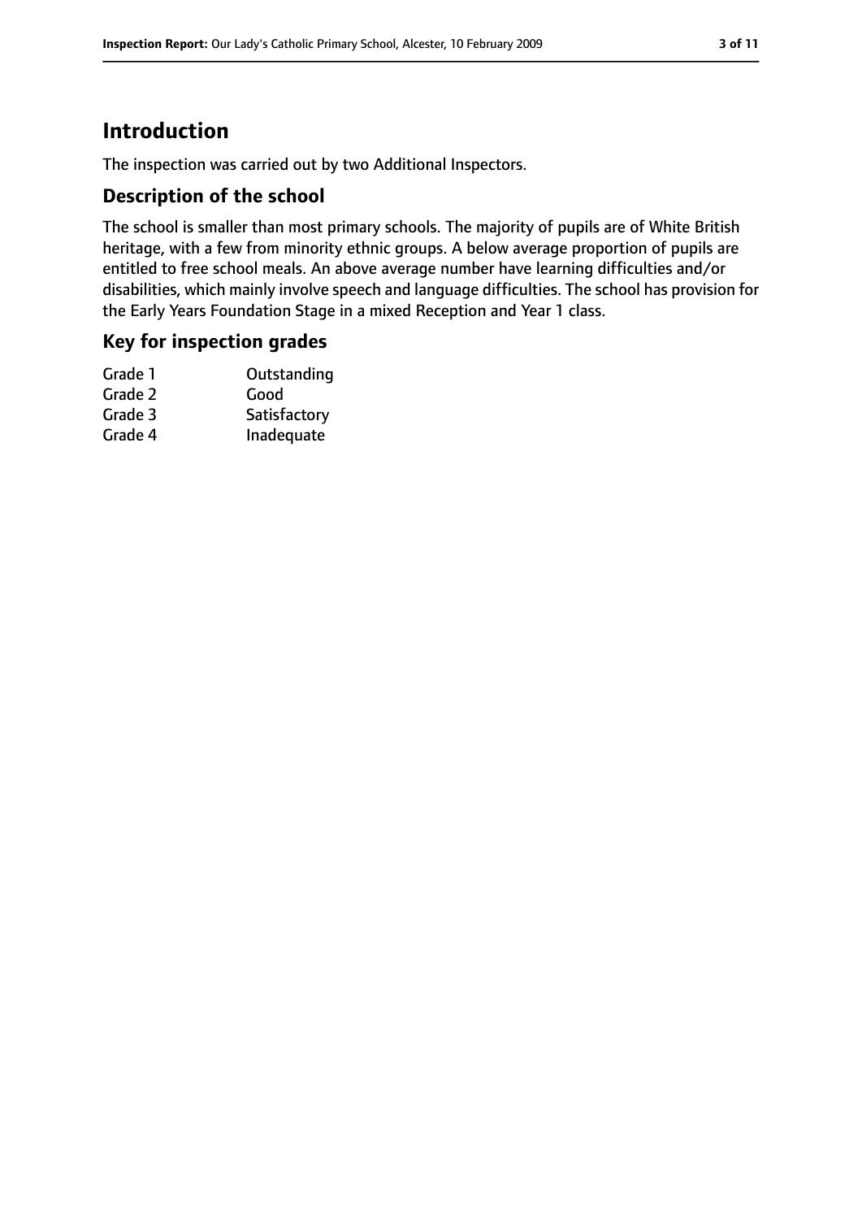# Introduction

The inspection was carried out by two Additional Inspectors.

## Description of the school

The school is smaller than most primary schools. The majority of pupils are of White British heritage, with a few from minority ethnic groups. A below average proportion of pupils are entitled to free school meals. An above average number have learning difficulties and/or disabilities, which mainly involve speech and language difficulties. The school has provision for the Early Years Foundation Stage in a mixed Reception and Year 1 class.

## Key for inspection grades

| | |
|---|---|
| Grade 1 | Outstanding |
| Grade 2 | Good |
| Grade 3 | Satisfactory |
| Grade 4 | Inadequate |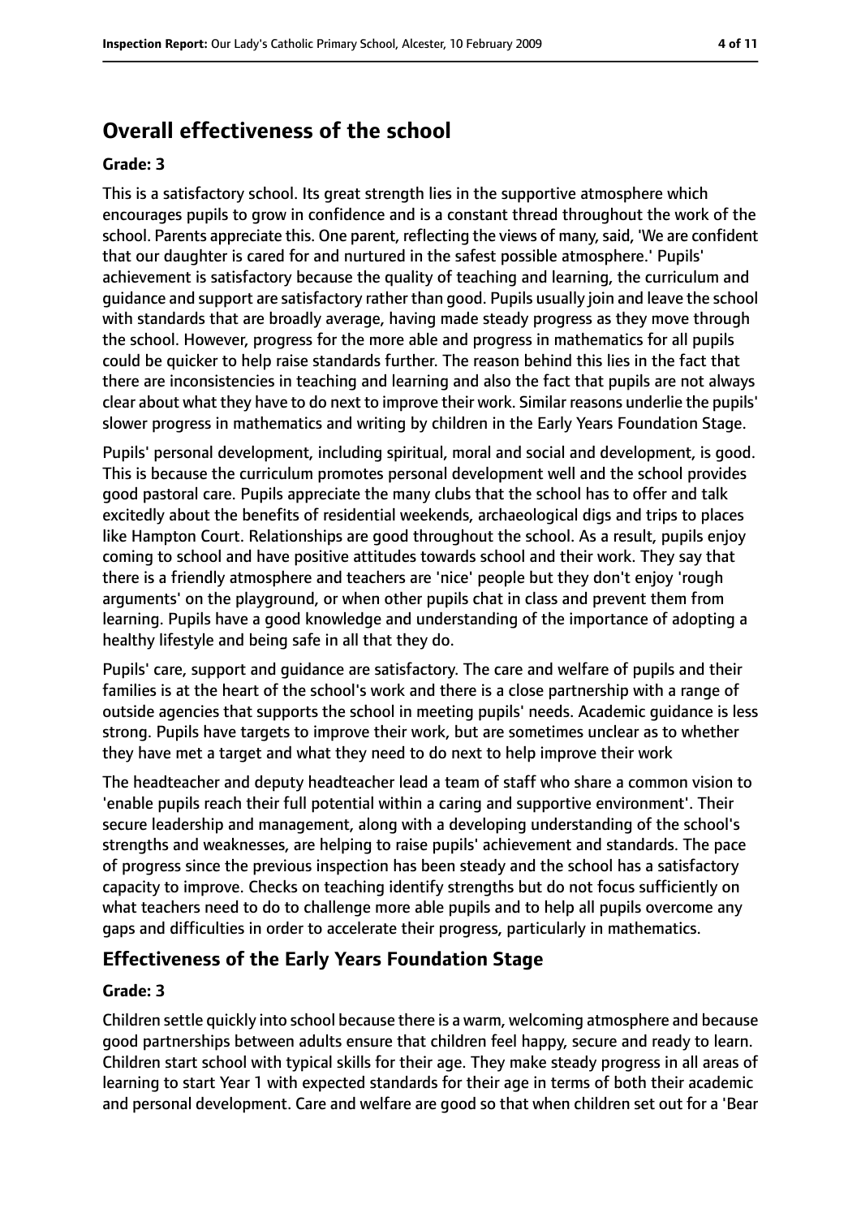## Overall effectiveness of the school

### Grade: 3

This is a satisfactory school. Its great strength lies in the supportive atmosphere which encourages pupils to grow in confidence and is a constant thread throughout the work of the school. Parents appreciate this. One parent, reflecting the views of many, said, 'We are confident that our daughter is cared for and nurtured in the safest possible atmosphere.' Pupils' achievement is satisfactory because the quality of teaching and learning, the curriculum and guidance and support are satisfactory rather than good. Pupils usually join and leave the school with standards that are broadly average, having made steady progress as they move through the school. However, progress for the more able and progress in mathematics for all pupils could be quicker to help raise standards further. The reason behind this lies in the fact that there are inconsistencies in teaching and learning and also the fact that pupils are not always clear about what they have to do next to improve their work. Similar reasons underlie the pupils' slower progress in mathematics and writing by children in the Early Years Foundation Stage.

Pupils' personal development, including spiritual, moral and social and development, is good. This is because the curriculum promotes personal development well and the school provides good pastoral care. Pupils appreciate the many clubs that the school has to offer and talk excitedly about the benefits of residential weekends, archaeological digs and trips to places like Hampton Court. Relationships are good throughout the school. As a result, pupils enjoy coming to school and have positive attitudes towards school and their work. They say that there is a friendly atmosphere and teachers are 'nice' people but they don't enjoy 'rough arguments' on the playground, or when other pupils chat in class and prevent them from learning. Pupils have a good knowledge and understanding of the importance of adopting a healthy lifestyle and being safe in all that they do.

Pupils' care, support and guidance are satisfactory. The care and welfare of pupils and their families is at the heart of the school's work and there is a close partnership with a range of outside agencies that supports the school in meeting pupils' needs. Academic guidance is less strong. Pupils have targets to improve their work, but are sometimes unclear as to whether they have met a target and what they need to do next to help improve their work

The headteacher and deputy headteacher lead a team of staff who share a common vision to 'enable pupils reach their full potential within a caring and supportive environment'. Their secure leadership and management, along with a developing understanding of the school's strengths and weaknesses, are helping to raise pupils' achievement and standards. The pace of progress since the previous inspection has been steady and the school has a satisfactory capacity to improve. Checks on teaching identify strengths but do not focus sufficiently on what teachers need to do to challenge more able pupils and to help all pupils overcome any gaps and difficulties in order to accelerate their progress, particularly in mathematics.

## Effectiveness of the Early Years Foundation Stage

### Grade: 3

Children settle quickly into school because there is a warm, welcoming atmosphere and because good partnerships between adults ensure that children feel happy, secure and ready to learn. Children start school with typical skills for their age. They make steady progress in all areas of learning to start Year 1 with expected standards for their age in terms of both their academic and personal development. Care and welfare are good so that when children set out for a 'Bear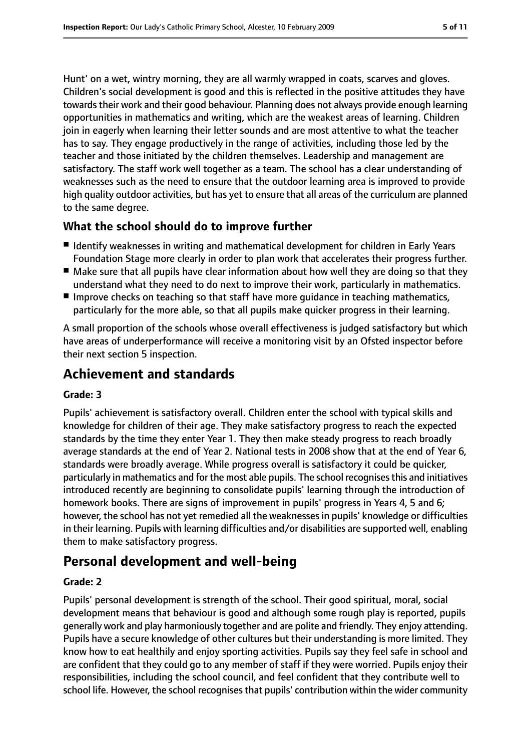Hunt' on a wet, wintry morning, they are all warmly wrapped in coats, scarves and gloves. Children's social development is good and this is reflected in the positive attitudes they have towards their work and their good behaviour. Planning does not always provide enough learning opportunities in mathematics and writing, which are the weakest areas of learning. Children join in eagerly when learning their letter sounds and are most attentive to what the teacher has to say. They engage productively in the range of activities, including those led by the teacher and those initiated by the children themselves. Leadership and management are satisfactory. The staff work well together as a team. The school has a clear understanding of weaknesses such as the need to ensure that the outdoor learning area is improved to provide high quality outdoor activities, but has yet to ensure that all areas of the curriculum are planned to the same degree.

### What the school should do to improve further

- Identify weaknesses in writing and mathematical development for children in Early Years Foundation Stage more clearly in order to plan work that accelerates their progress further.
- Make sure that all pupils have clear information about how well they are doing so that they understand what they need to do next to improve their work, particularly in mathematics.
- Improve checks on teaching so that staff have more guidance in teaching mathematics, particularly for the more able, so that all pupils make quicker progress in their learning.

A small proportion of the schools whose overall effectiveness is judged satisfactory but which have areas of underperformance will receive a monitoring visit by an Ofsted inspector before their next section 5 inspection.

## Achievement and standards

#### Grade: 3

Pupils' achievement is satisfactory overall. Children enter the school with typical skills and knowledge for children of their age. They make satisfactory progress to reach the expected standards by the time they enter Year 1. They then make steady progress to reach broadly average standards at the end of Year 2. National tests in 2008 show that at the end of Year 6, standards were broadly average. While progress overall is satisfactory it could be quicker, particularly in mathematics and for the most able pupils. The school recognises this and initiatives introduced recently are beginning to consolidate pupils' learning through the introduction of homework books. There are signs of improvement in pupils' progress in Years 4, 5 and 6; however, the school has not yet remedied all the weaknesses in pupils' knowledge or difficulties in their learning. Pupils with learning difficulties and/or disabilities are supported well, enabling them to make satisfactory progress.

## Personal development and well-being

#### Grade: 2

Pupils' personal development is strength of the school. Their good spiritual, moral, social development means that behaviour is good and although some rough play is reported, pupils generally work and play harmoniously together and are polite and friendly. They enjoy attending. Pupils have a secure knowledge of other cultures but their understanding is more limited. They know how to eat healthily and enjoy sporting activities. Pupils say they feel safe in school and are confident that they could go to any member of staff if they were worried. Pupils enjoy their responsibilities, including the school council, and feel confident that they contribute well to school life. However, the school recognises that pupils' contribution within the wider community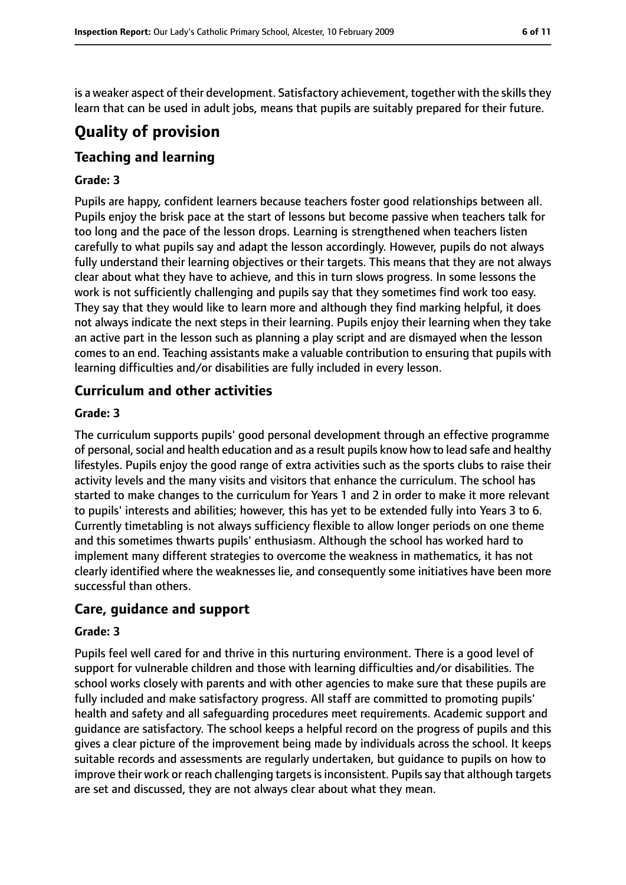is a weaker aspect of their development. Satisfactory achievement, together with the skills they learn that can be used in adult jobs, means that pupils are suitably prepared for their future.

# Quality of provision

## Teaching and learning

### Grade: 3

Pupils are happy, confident learners because teachers foster good relationships between all. Pupils enjoy the brisk pace at the start of lessons but become passive when teachers talk for too long and the pace of the lesson drops. Learning is strengthened when teachers listen carefully to what pupils say and adapt the lesson accordingly. However, pupils do not always fully understand their learning objectives or their targets. This means that they are not always clear about what they have to achieve, and this in turn slows progress. In some lessons the work is not sufficiently challenging and pupils say that they sometimes find work too easy. They say that they would like to learn more and although they find marking helpful, it does not always indicate the next steps in their learning. Pupils enjoy their learning when they take an active part in the lesson such as planning a play script and are dismayed when the lesson comes to an end. Teaching assistants make a valuable contribution to ensuring that pupils with learning difficulties and/or disabilities are fully included in every lesson.

## Curriculum and other activities

### Grade: 3

The curriculum supports pupils' good personal development through an effective programme of personal, social and health education and as a result pupils know how to lead safe and healthy lifestyles. Pupils enjoy the good range of extra activities such as the sports clubs to raise their activity levels and the many visits and visitors that enhance the curriculum. The school has started to make changes to the curriculum for Years 1 and 2 in order to make it more relevant to pupils' interests and abilities; however, this has yet to be extended fully into Years 3 to 6. Currently timetabling is not always sufficiency flexible to allow longer periods on one theme and this sometimes thwarts pupils' enthusiasm. Although the school has worked hard to implement many different strategies to overcome the weakness in mathematics, it has not clearly identified where the weaknesses lie, and consequently some initiatives have been more successful than others.

## Care, guidance and support

### Grade: 3

Pupils feel well cared for and thrive in this nurturing environment. There is a good level of support for vulnerable children and those with learning difficulties and/or disabilities. The school works closely with parents and with other agencies to make sure that these pupils are fully included and make satisfactory progress. All staff are committed to promoting pupils' health and safety and all safeguarding procedures meet requirements. Academic support and guidance are satisfactory. The school keeps a helpful record on the progress of pupils and this gives a clear picture of the improvement being made by individuals across the school. It keeps suitable records and assessments are regularly undertaken, but guidance to pupils on how to improve their work or reach challenging targets is inconsistent. Pupils say that although targets are set and discussed, they are not always clear about what they mean.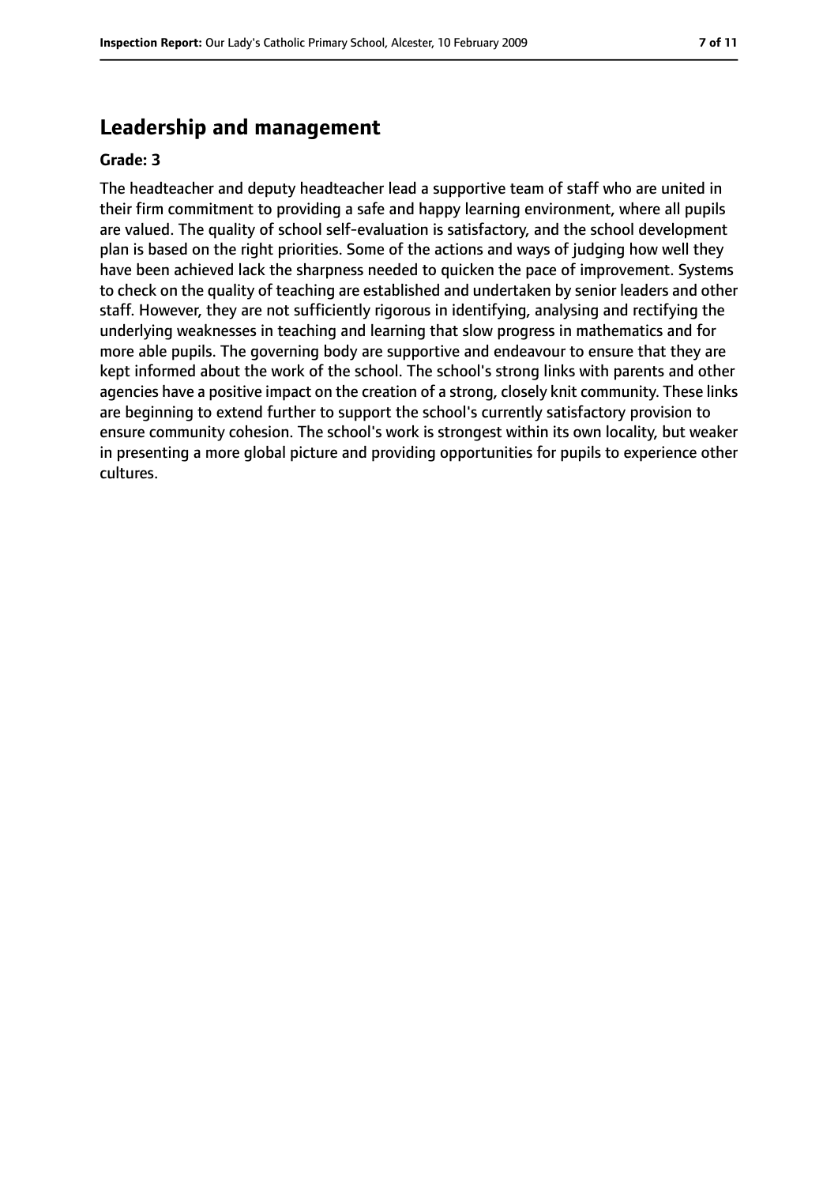## Leadership and management

**Grade: 3**

The headteacher and deputy headteacher lead a supportive team of staff who are united in their firm commitment to providing a safe and happy learning environment, where all pupils are valued. The quality of school self-evaluation is satisfactory, and the school development plan is based on the right priorities. Some of the actions and ways of judging how well they have been achieved lack the sharpness needed to quicken the pace of improvement. Systems to check on the quality of teaching are established and undertaken by senior leaders and other staff. However, they are not sufficiently rigorous in identifying, analysing and rectifying the underlying weaknesses in teaching and learning that slow progress in mathematics and for more able pupils. The governing body are supportive and endeavour to ensure that they are kept informed about the work of the school. The school's strong links with parents and other agencies have a positive impact on the creation of a strong, closely knit community. These links are beginning to extend further to support the school's currently satisfactory provision to ensure community cohesion. The school's work is strongest within its own locality, but weaker in presenting a more global picture and providing opportunities for pupils to experience other cultures.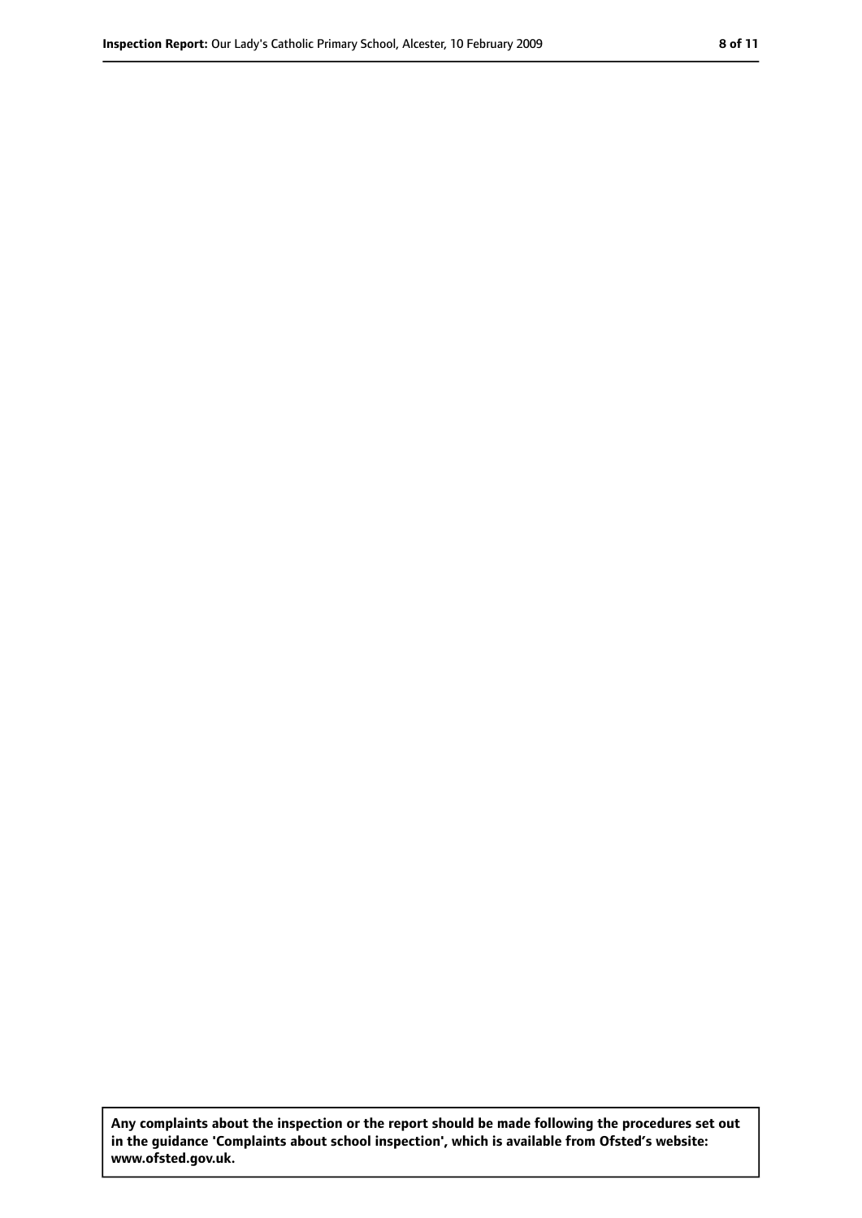Any complaints about the inspection or the report should be made following the procedures set out in the guidance 'Complaints about school inspection', which is available from Ofsted's website: www.ofsted.gov.uk.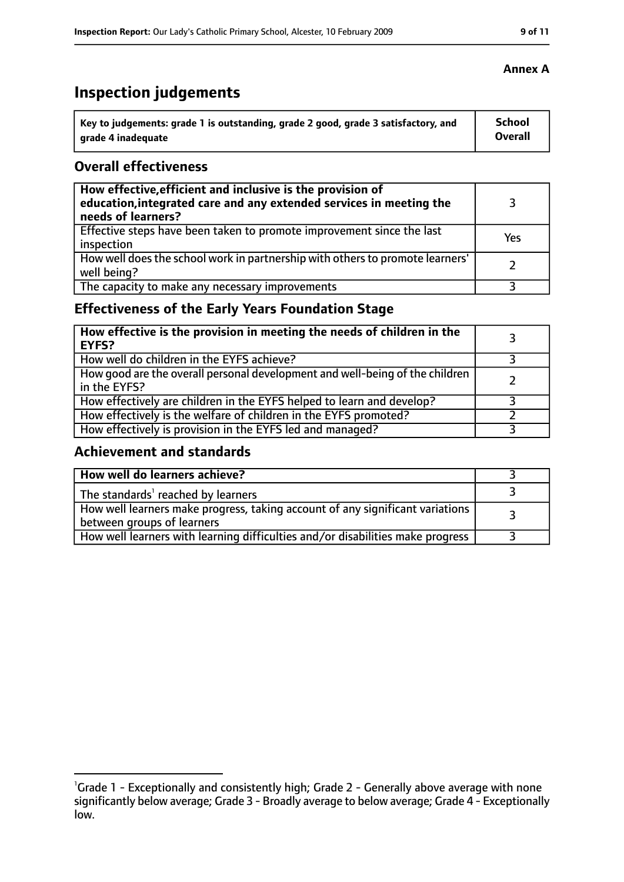**Annex A**

# Inspection judgements

| Key to judgements: grade 1 is outstanding, grade 2 good, grade 3 satisfactory, and grade 4 inadequate | School Overall |
|---|---|

## Overall effectiveness

| | |
|---|---|
| **How effective, efficient and inclusive is the provision of education, integrated care and any extended services in meeting the needs of learners?** | 3 |
| Effective steps have been taken to promote improvement since the last inspection | Yes |
| How well does the school work in partnership with others to promote learners' well being? | 2 |
| The capacity to make any necessary improvements | 3 |

## Effectiveness of the Early Years Foundation Stage

| | |
|---|---|
| **How effective is the provision in meeting the needs of children in the EYFS?** | 3 |
| How well do children in the EYFS achieve? | 3 |
| How good are the overall personal development and well-being of the children in the EYFS? | 2 |
| How effectively are children in the EYFS helped to learn and develop? | 3 |
| How effectively is the welfare of children in the EYFS promoted? | 2 |
| How effectively is provision in the EYFS led and managed? | 3 |

## Achievement and standards

| | |
|---|---|
| **How well do learners achieve?** | 3 |
| The standards[1] reached by learners | 3 |
| How well learners make progress, taking account of any significant variations between groups of learners | 3 |
| How well learners with learning difficulties and/or disabilities make progress | 3 |

[1] Grade 1 - Exceptionally and consistently high; Grade 2 - Generally above average with none significantly below average; Grade 3 - Broadly average to below average; Grade 4 - Exceptionally low.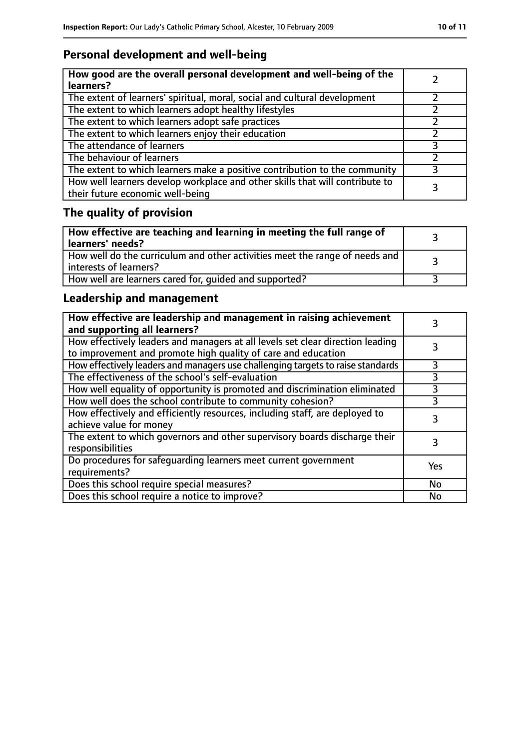## Personal development and well-being

| **How good are the overall personal development and well-being of the learners?** | 2 |
|---|---|
| The extent of learners' spiritual, moral, social and cultural development | 2 |
| The extent to which learners adopt healthy lifestyles | 2 |
| The extent to which learners adopt safe practices | 2 |
| The extent to which learners enjoy their education | 2 |
| The attendance of learners | 3 |
| The behaviour of learners | 2 |
| The extent to which learners make a positive contribution to the community | 3 |
| How well learners develop workplace and other skills that will contribute to their future economic well-being | 3 |

## The quality of provision

| **How effective are teaching and learning in meeting the full range of learners' needs?** | 3 |
|---|---|
| How well do the curriculum and other activities meet the range of needs and interests of learners? | 3 |
| How well are learners cared for, guided and supported? | 3 |

## Leadership and management

| **How effective are leadership and management in raising achievement and supporting all learners?** | 3 |
|---|---|
| How effectively leaders and managers at all levels set clear direction leading to improvement and promote high quality of care and education | 3 |
| How effectively leaders and managers use challenging targets to raise standards | 3 |
| The effectiveness of the school's self-evaluation | 3 |
| How well equality of opportunity is promoted and discrimination eliminated | 3 |
| How well does the school contribute to community cohesion? | 3 |
| How effectively and efficiently resources, including staff, are deployed to achieve value for money | 3 |
| The extent to which governors and other supervisory boards discharge their responsibilities | 3 |
| Do procedures for safeguarding learners meet current government requirements? | Yes |
| Does this school require special measures? | No |
| Does this school require a notice to improve? | No |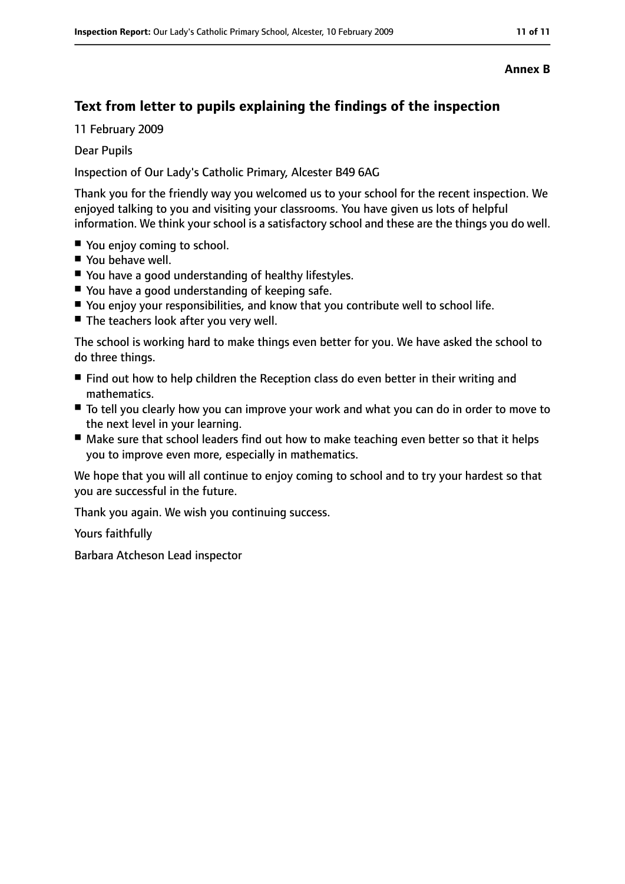**Annex B**

## Text from letter to pupils explaining the findings of the inspection

11 February 2009

Dear Pupils

Inspection of Our Lady's Catholic Primary, Alcester B49 6AG

Thank you for the friendly way you welcomed us to your school for the recent inspection. We enjoyed talking to you and visiting your classrooms. You have given us lots of helpful information. We think your school is a satisfactory school and these are the things you do well.

- You enjoy coming to school.
- You behave well.
- You have a good understanding of healthy lifestyles.
- You have a good understanding of keeping safe.
- You enjoy your responsibilities, and know that you contribute well to school life.
- The teachers look after you very well.

The school is working hard to make things even better for you. We have asked the school to do three things.

- Find out how to help children the Reception class do even better in their writing and mathematics.
- To tell you clearly how you can improve your work and what you can do in order to move to the next level in your learning.
- Make sure that school leaders find out how to make teaching even better so that it helps you to improve even more, especially in mathematics.

We hope that you will all continue to enjoy coming to school and to try your hardest so that you are successful in the future.

Thank you again. We wish you continuing success.

Yours faithfully

Barbara Atcheson Lead inspector